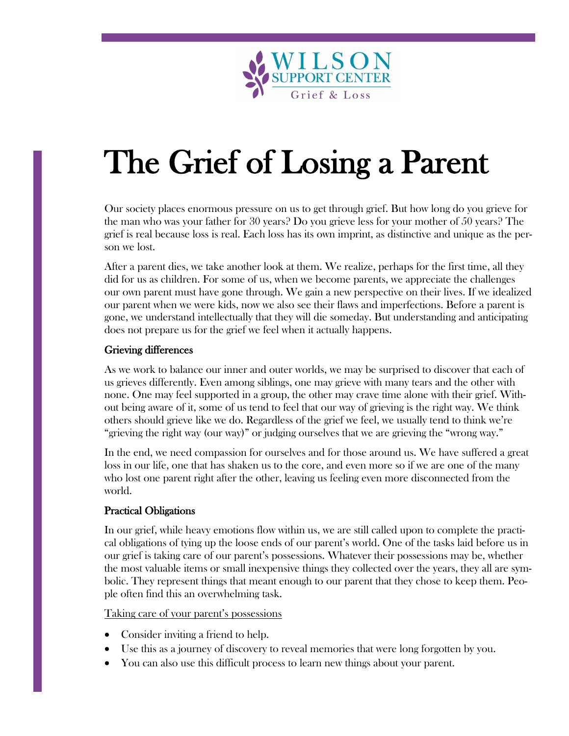WILSON SUPPORT CENTER
Grief & Loss

# The Grief of Losing a Parent

Our society places enormous pressure on us to get through grief. But how long do you grieve for the man who was your father for 30 years? Do you grieve less for your mother of 50 years? The grief is real because loss is real. Each loss has its own imprint, as distinctive and unique as the person we lost.

After a parent dies, we take another look at them. We realize, perhaps for the first time, all they did for us as children. For some of us, when we become parents, we appreciate the challenges our own parent must have gone through. We gain a new perspective on their lives. If we idealized our parent when we were kids, now we also see their flaws and imperfections. Before a parent is gone, we understand intellectually that they will die someday. But understanding and anticipating does not prepare us for the grief we feel when it actually happens.

### Grieving differences

As we work to balance our inner and outer worlds, we may be surprised to discover that each of us grieves differently. Even among siblings, one may grieve with many tears and the other with none. One may feel supported in a group, the other may crave time alone with their grief. Without being aware of it, some of us tend to feel that our way of grieving is the right way. We think others should grieve like we do. Regardless of the grief we feel, we usually tend to think we're "grieving the right way (our way)" or judging ourselves that we are grieving the "wrong way."

In the end, we need compassion for ourselves and for those around us. We have suffered a great loss in our life, one that has shaken us to the core, and even more so if we are one of the many who lost one parent right after the other, leaving us feeling even more disconnected from the world.

### Practical Obligations

In our grief, while heavy emotions flow within us, we are still called upon to complete the practical obligations of tying up the loose ends of our parent's world. One of the tasks laid before us in our grief is taking care of our parent's possessions. Whatever their possessions may be, whether the most valuable items or small inexpensive things they collected over the years, they all are symbolic. They represent things that meant enough to our parent that they chose to keep them. People often find this an overwhelming task.

<u>Taking care of your parent's possessions</u>

- Consider inviting a friend to help.
- Use this as a journey of discovery to reveal memories that were long forgotten by you.
- You can also use this difficult process to learn new things about your parent.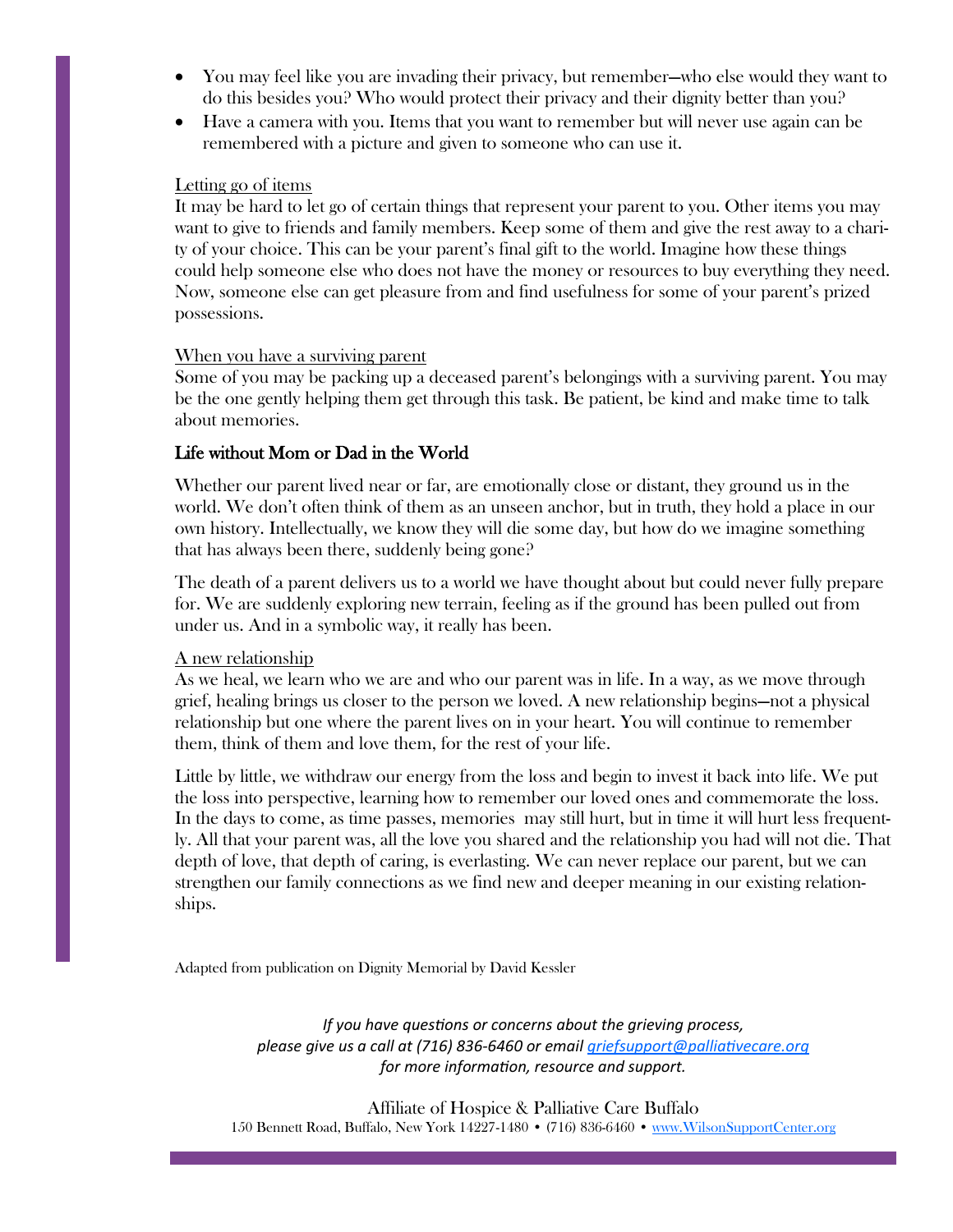- You may feel like you are invading their privacy, but remember—who else would they want to do this besides you? Who would protect their privacy and their dignity better than you?
- Have a camera with you. Items that you want to remember but will never use again can be remembered with a picture and given to someone who can use it.

Letting go of items

It may be hard to let go of certain things that represent your parent to you. Other items you may want to give to friends and family members. Keep some of them and give the rest away to a charity of your choice. This can be your parent's final gift to the world. Imagine how these things could help someone else who does not have the money or resources to buy everything they need. Now, someone else can get pleasure from and find usefulness for some of your parent's prized possessions.

When you have a surviving parent

Some of you may be packing up a deceased parent's belongings with a surviving parent. You may be the one gently helping them get through this task. Be patient, be kind and make time to talk about memories.

## Life without Mom or Dad in the World

Whether our parent lived near or far, are emotionally close or distant, they ground us in the world. We don't often think of them as an unseen anchor, but in truth, they hold a place in our own history. Intellectually, we know they will die some day, but how do we imagine something that has always been there, suddenly being gone?

The death of a parent delivers us to a world we have thought about but could never fully prepare for. We are suddenly exploring new terrain, feeling as if the ground has been pulled out from under us. And in a symbolic way, it really has been.

A new relationship

As we heal, we learn who we are and who our parent was in life. In a way, as we move through grief, healing brings us closer to the person we loved. A new relationship begins—not a physical relationship but one where the parent lives on in your heart. You will continue to remember them, think of them and love them, for the rest of your life.

Little by little, we withdraw our energy from the loss and begin to invest it back into life. We put the loss into perspective, learning how to remember our loved ones and commemorate the loss. In the days to come, as time passes, memories may still hurt, but in time it will hurt less frequently. All that your parent was, all the love you shared and the relationship you had will not die. That depth of love, that depth of caring, is everlasting. We can never replace our parent, but we can strengthen our family connections as we find new and deeper meaning in our existing relationships.

Adapted from publication on Dignity Memorial by David Kessler

*If you have questions or concerns about the grieving process, please give us a call at (716) 836-6460 or email griefsupport@palliativecare.org for more information, resource and support.*

Affiliate of Hospice & Palliative Care Buffalo
150 Bennett Road, Buffalo, New York 14227-1480 • (716) 836-6460 • www.WilsonSupportCenter.org